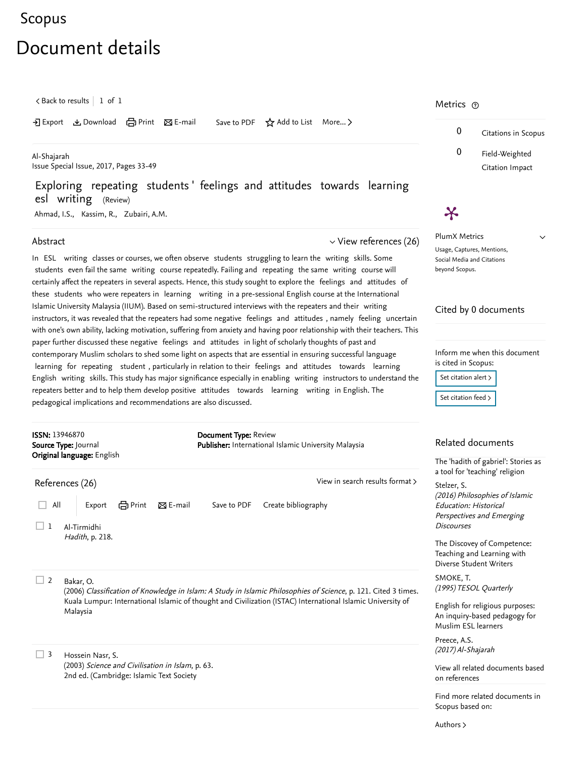Scopus

# Document details

< Back to results | 1 of 1

Export Download Print E-mail Save to PDF Add to List More...

Al-Shajarah
Issue Special Issue, 2017, Pages 33-49

## Exploring repeating students' feelings and attitudes towards learning esl writing (Review)

Ahmad, I.S., Kassim, R., Zubairi, A.M.

### Abstract

View references (26)

In ESL writing classes or courses, we often observe students struggling to learn the writing skills. Some students even fail the same writing course repeatedly. Failing and repeating the same writing course will certainly affect the repeaters in several aspects. Hence, this study sought to explore the feelings and attitudes of these students who were repeaters in learning writing in a pre-sessional English course at the International Islamic University Malaysia (IIUM). Based on semi-structured interviews with the repeaters and their writing instructors, it was revealed that the repeaters had some negative feelings and attitudes , namely feeling uncertain with one's own ability, lacking motivation, suffering from anxiety and having poor relationship with their teachers. This paper further discussed these negative feelings and attitudes in light of scholarly thoughts of past and contemporary Muslim scholars to shed some light on aspects that are essential in ensuring successful language learning for repeating student , particularly in relation to their feelings and attitudes towards learning English writing skills. This study has major significance especially in enabling writing instructors to understand the repeaters better and to help them develop positive attitudes towards learning writing in English. The pedagogical implications and recommendations are also discussed.

**ISSN:** 13946870
**Source Type:** Journal
**Original language:** English

**Document Type:** Review
**Publisher:** International Islamic University Malaysia

### References (26)

View in search results format >

All Export Print E-mail Save to PDF Create bibliography

1. Al-Tirmidhi
*Hadith*, p. 218.

2. Bakar, O.
(2006) *Classification of Knowledge in Islam: A Study in Islamic Philosophies of Science*, p. 121. Cited 3 times.
Kuala Lumpur: International Islamic of thought and Civilization (ISTAC) International Islamic University of Malaysia

3. Hossein Nasr, S.
(2003) *Science and Civilisation in Islam*, p. 63.
2nd ed. (Cambridge: Islamic Text Society

### Metrics

0 Citations in Scopus

0 Field-Weighted Citation Impact

PlumX Metrics
Usage, Captures, Mentions, Social Media and Citations beyond Scopus.

### Cited by 0 documents

Inform me when this document is cited in Scopus:

Set citation alert >

Set citation feed >

### Related documents

The 'hadith of gabriel': Stories as a tool for 'teaching' religion
Stelzer, S.
*(2016) Philosophies of Islamic Education: Historical Perspectives and Emerging Discourses*

The Discovery of Competence: Teaching and Learning with Diverse Student Writers
SMOKE, T.
*(1995) TESOL Quarterly*

English for religious purposes: An inquiry-based pedagogy for Muslim ESL learners
Preece, A.S.
*(2017) Al-Shajarah*

View all related documents based on references

Find more related documents in Scopus based on:

Authors >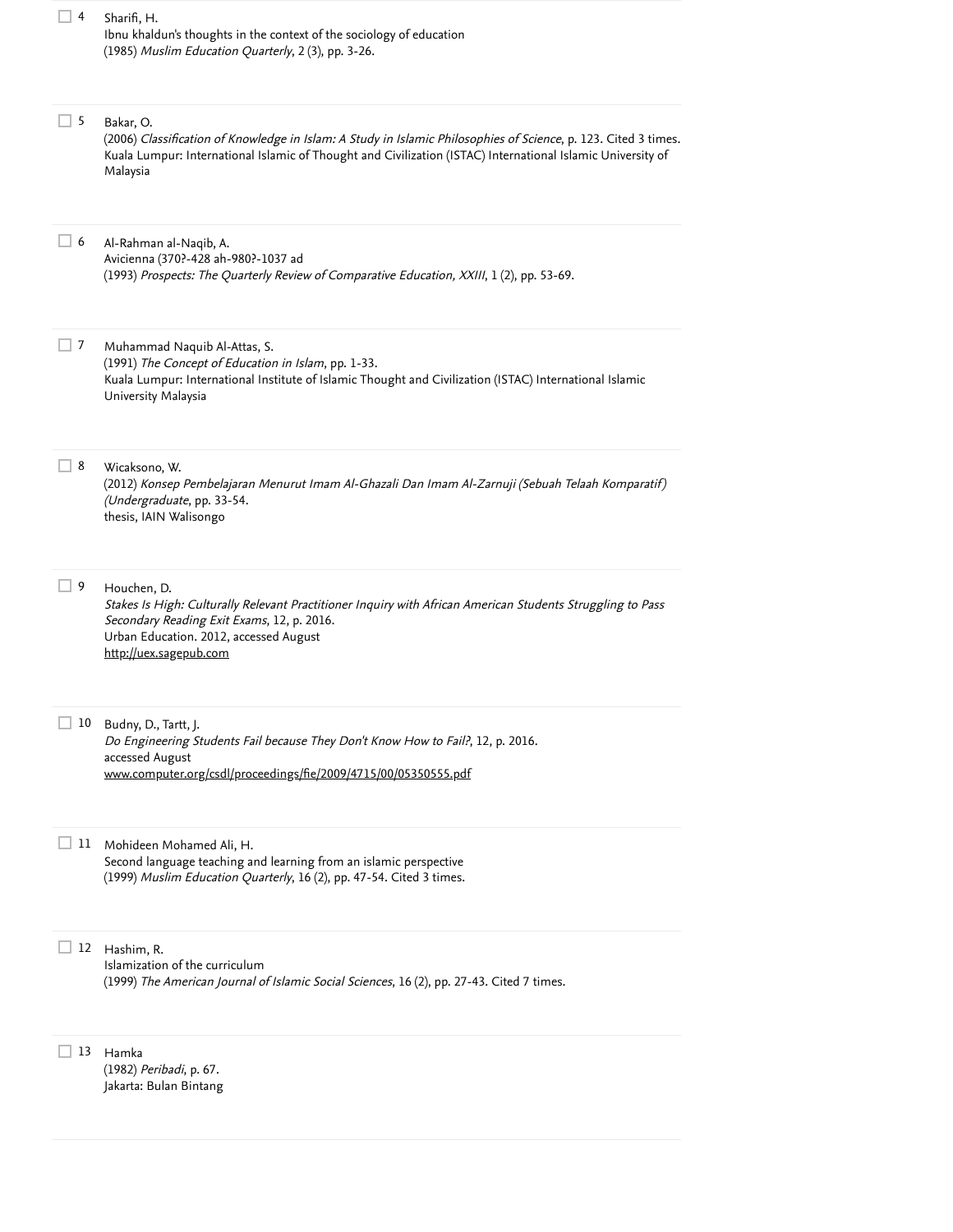4. Sharifi, H.
   Ibnu khaldun's thoughts in the context of the sociology of education
   (1985) *Muslim Education Quarterly*, 2 (3), pp. 3-26.

5. Bakar, O.
   (2006) *Classification of Knowledge in Islam: A Study in Islamic Philosophies of Science*, p. 123. Cited 3 times.
   Kuala Lumpur: International Islamic of Thought and Civilization (ISTAC) International Islamic University of Malaysia

6. Al-Rahman al-Naqib, A.
   Avicienna (370?-428 ah-980?-1037 ad
   (1993) *Prospects: The Quarterly Review of Comparative Education, XXIII*, 1 (2), pp. 53-69.

7. Muhammad Naquib Al-Attas, S.
   (1991) *The Concept of Education in Islam*, pp. 1-33.
   Kuala Lumpur: International Institute of Islamic Thought and Civilization (ISTAC) International Islamic University Malaysia

8. Wicaksono, W.
   (2012) *Konsep Pembelajaran Menurut Imam Al-Ghazali Dan Imam Al-Zarnuji (Sebuah Telaah Komparatif) (Undergraduate*, pp. 33-54.
   thesis, IAIN Walisongo

9. Houchen, D.
   *Stakes Is High: Culturally Relevant Practitioner Inquiry with African American Students Struggling to Pass Secondary Reading Exit Exams*, 12, p. 2016.
   Urban Education. 2012, accessed August
   http://uex.sagepub.com

10. Budny, D., Tartt, J.
    *Do Engineering Students Fail because They Don't Know How to Fail?*, 12, p. 2016.
    accessed August
    www.computer.org/csdl/proceedings/fie/2009/4715/00/05350555.pdf

11. Mohideen Mohamed Ali, H.
    Second language teaching and learning from an islamic perspective
    (1999) *Muslim Education Quarterly*, 16 (2), pp. 47-54. Cited 3 times.

12. Hashim, R.
    Islamization of the curriculum
    (1999) *The American Journal of Islamic Social Sciences*, 16 (2), pp. 27-43. Cited 7 times.

13. Hamka
    (1982) *Peribadi*, p. 67.
    Jakarta: Bulan Bintang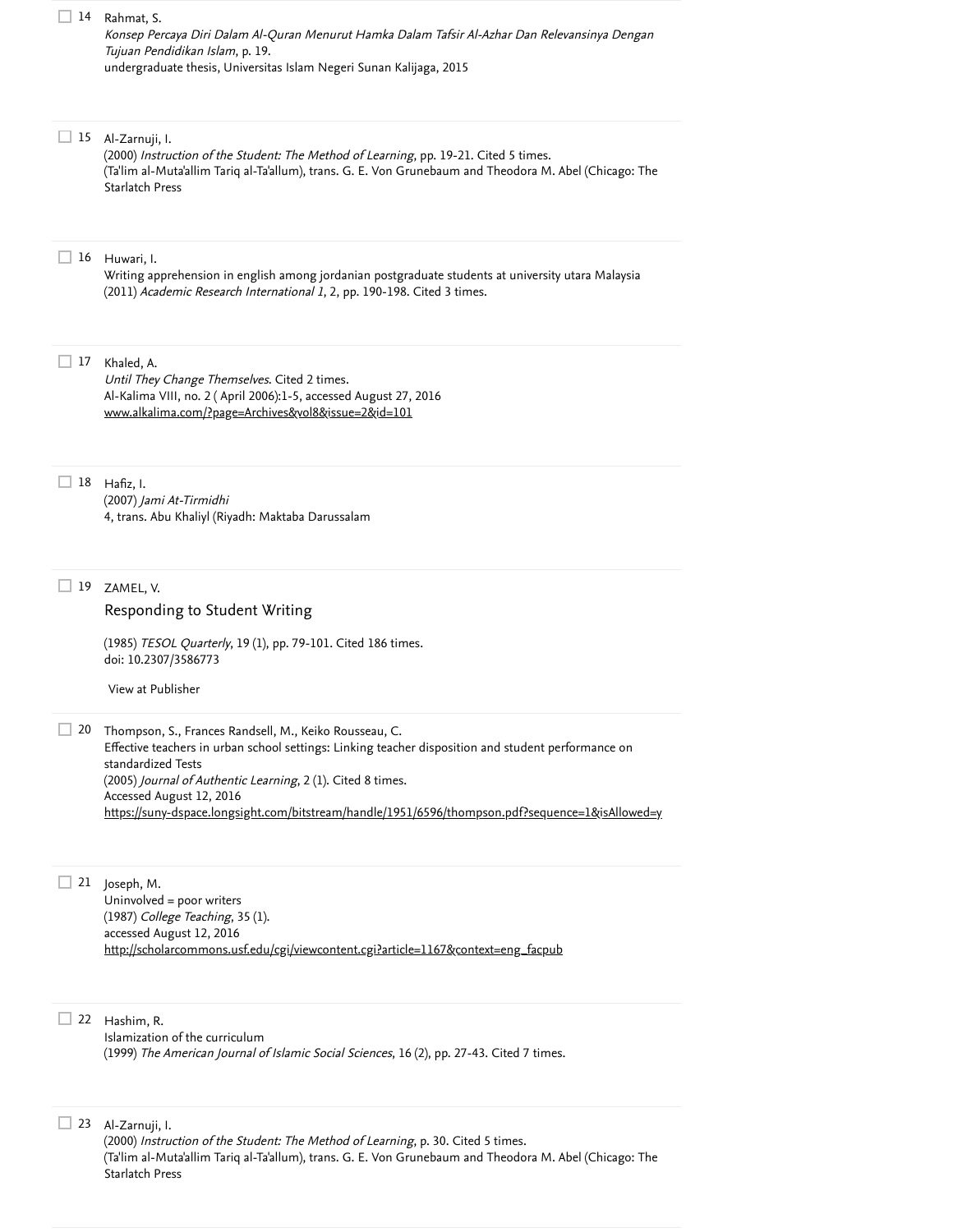14 Rahmat, S.
*Konsep Percaya Diri Dalam Al-Quran Menurut Hamka Dalam Tafsir Al-Azhar Dan Relevansinya Dengan Tujuan Pendidikan Islam*, p. 19.
undergraduate thesis, Universitas Islam Negeri Sunan Kalijaga, 2015

15 Al-Zarnuji, I.
(2000) *Instruction of the Student: The Method of Learning*, pp. 19-21. Cited 5 times.
(Ta'lim al-Muta'allim Tariq al-Ta'allum), trans. G. E. Von Grunebaum and Theodora M. Abel (Chicago: The Starlatch Press

16 Huwari, I.
Writing apprehension in english among jordanian postgraduate students at university utara Malaysia
(2011) *Academic Research International 1*, 2, pp. 190-198. Cited 3 times.

17 Khaled, A.
*Until They Change Themselves*. Cited 2 times.
Al-Kalima VIII, no. 2 ( April 2006):1-5, accessed August 27, 2016
www.alkalima.com/?page=Archives&vol8&issue=2&id=101

18 Hafiz, I.
(2007) *Jami At-Tirmidhi*
4, trans. Abu Khaliyl (Riyadh: Maktaba Darussalam

19 ZAMEL, V.
Responding to Student Writing
(1985) *TESOL Quarterly*, 19 (1), pp. 79-101. Cited 186 times.
doi: 10.2307/3586773
View at Publisher

20 Thompson, S., Frances Randsell, M., Keiko Rousseau, C.
Effective teachers in urban school settings: Linking teacher disposition and student performance on standardized Tests
(2005) *Journal of Authentic Learning*, 2 (1). Cited 8 times.
Accessed August 12, 2016
https://suny-dspace.longsight.com/bitstream/handle/1951/6596/thompson.pdf?sequence=1&isAllowed=y

21 Joseph, M.
Uninvolved = poor writers
(1987) *College Teaching*, 35 (1).
accessed August 12, 2016
http://scholarcommons.usf.edu/cgi/viewcontent.cgi?article=1167&context=eng_facpub

22 Hashim, R.
Islamization of the curriculum
(1999) *The American Journal of Islamic Social Sciences*, 16 (2), pp. 27-43. Cited 7 times.

23 Al-Zarnuji, I.
(2000) *Instruction of the Student: The Method of Learning*, p. 30. Cited 5 times.
(Ta'lim al-Muta'allim Tariq al-Ta'allum), trans. G. E. Von Grunebaum and Theodora M. Abel (Chicago: The Starlatch Press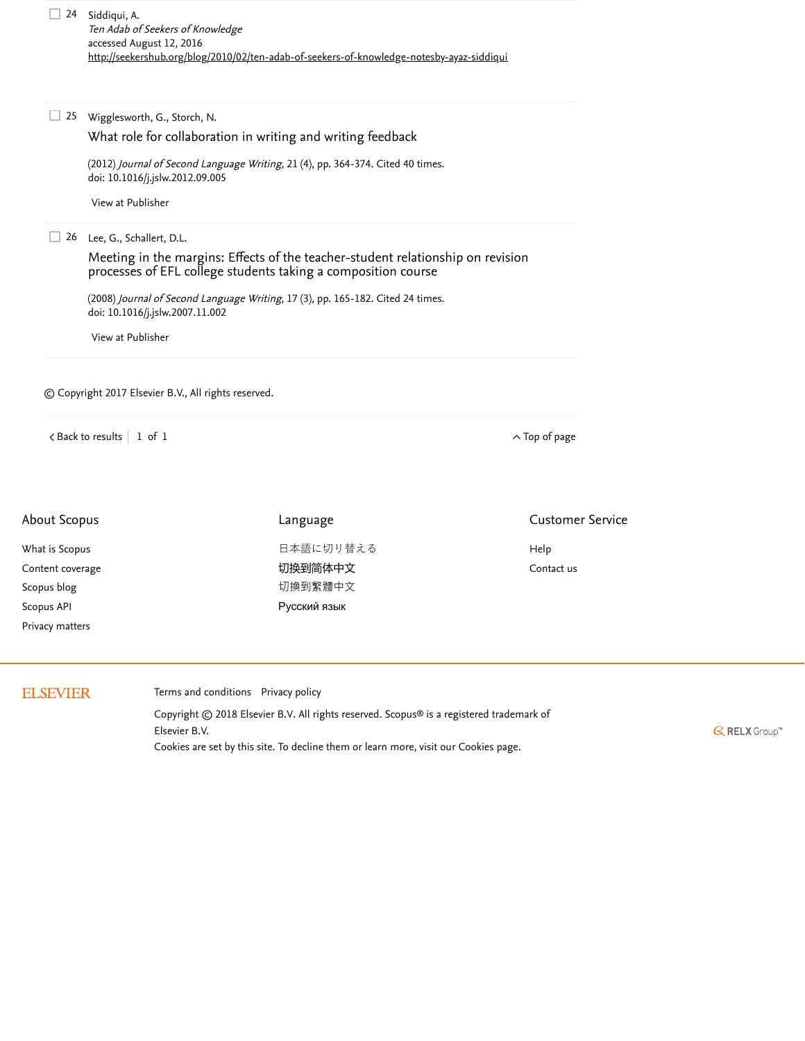24 Siddiqui, A.
*Ten Adab of Seekers of Knowledge*
accessed August 12, 2016
http://seekershub.org/blog/2010/02/ten-adab-of-seekers-of-knowledge-notesby-ayaz-siddiqui

25 Wigglesworth, G., Storch, N.

What role for collaboration in writing and writing feedback

(2012) *Journal of Second Language Writing*, 21 (4), pp. 364-374. Cited 40 times.
doi: 10.1016/j.jslw.2012.09.005

View at Publisher

26 Lee, G., Schallert, D.L.

Meeting in the margins: Effects of the teacher-student relationship on revision processes of EFL college students taking a composition course

(2008) *Journal of Second Language Writing*, 17 (3), pp. 165-182. Cited 24 times.
doi: 10.1016/j.jslw.2007.11.002

View at Publisher

© Copyright 2017 Elsevier B.V., All rights reserved.

< Back to results | 1 of 1

^ Top of page

**About Scopus**

- What is Scopus
- Content coverage
- Scopus blog
- Scopus API
- Privacy matters

**Language**

- 日本語に切り替える
- 切换到简体中文
- 切換到繁體中文
- Русский язык

**Customer Service**

- Help
- Contact us

ELSEVIER

Terms and conditions  Privacy policy

Copyright © 2018 Elsevier B.V. All rights reserved. Scopus® is a registered trademark of Elsevier B.V.
Cookies are set by this site. To decline them or learn more, visit our Cookies page.

RELX Group™